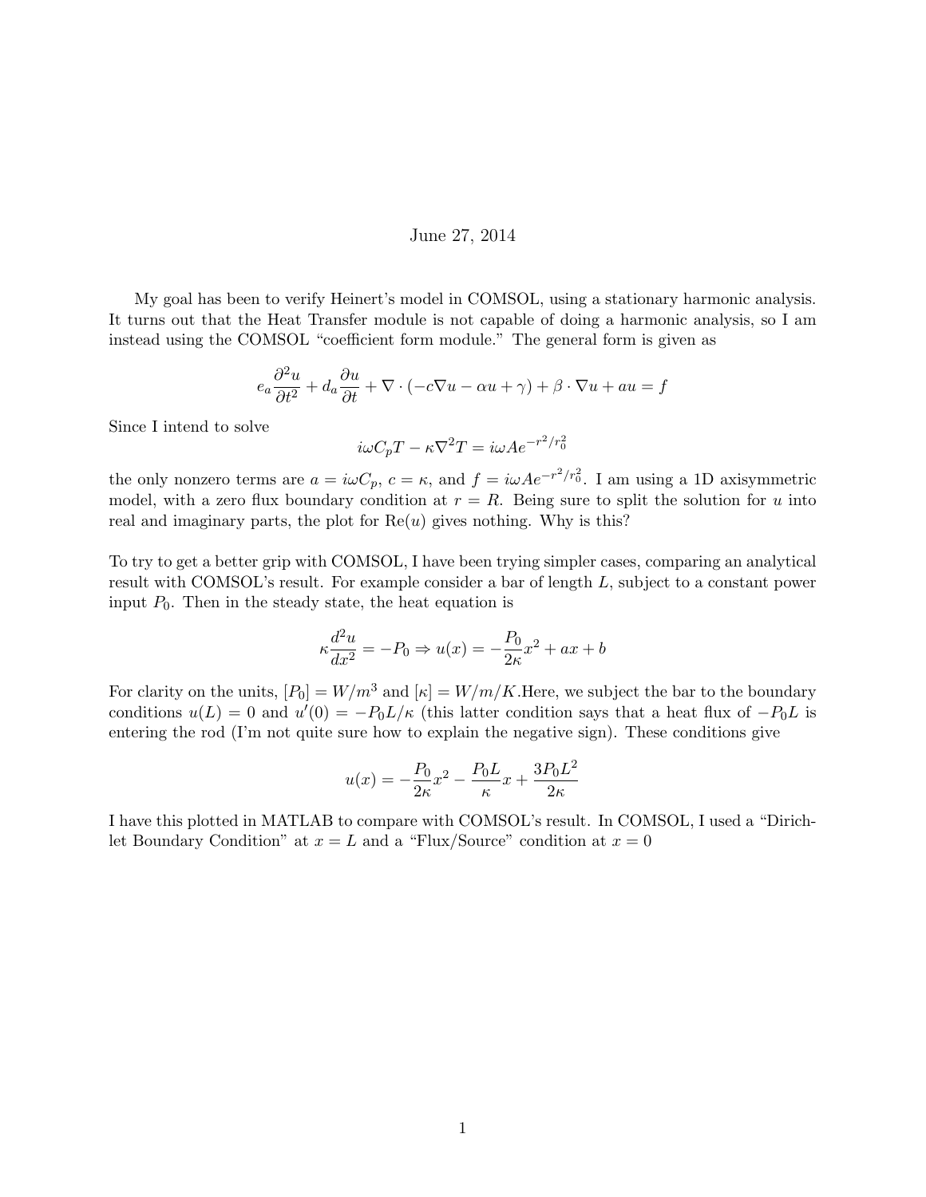June 27, 2014

My goal has been to verify Heinert's model in COMSOL, using a stationary harmonic analysis. It turns out that the Heat Transfer module is not capable of doing a harmonic analysis, so I am instead using the COMSOL "coefficient form module." The general form is given as

$$e_a \frac{\partial^2 u}{\partial t^2} + d_a \frac{\partial u}{\partial t} + \nabla \cdot (-c\nabla u - \alpha u + \gamma) + \beta \cdot \nabla u + au = f$$

Since I intend to solve

$$i\omega C_p T - \kappa \nabla^2 T = i\omega A e^{-r^2/r_0^2}$$

the only nonzero terms are $a = i\omega C_p$, $c = \kappa$, and $f = i\omega A e^{-r^2/r_0^2}$. I am using a 1D axisymmetric model, with a zero flux boundary condition at $r = R$. Being sure to split the solution for $u$ into real and imaginary parts, the plot for $\mathrm{Re}(u)$ gives nothing. Why is this?

To try to get a better grip with COMSOL, I have been trying simpler cases, comparing an analytical result with COMSOL's result. For example consider a bar of length $L$, subject to a constant power input $P_0$. Then in the steady state, the heat equation is

$$\kappa \frac{d^2 u}{dx^2} = -P_0 \Rightarrow u(x) = -\frac{P_0}{2\kappa}x^2 + ax + b$$

For clarity on the units, $[P_0] = W/m^3$ and $[\kappa] = W/m/K$.Here, we subject the bar to the boundary conditions $u(L) = 0$ and $u'(0) = -P_0 L/\kappa$ (this latter condition says that a heat flux of $-P_0 L$ is entering the rod (I'm not quite sure how to explain the negative sign). These conditions give

$$u(x) = -\frac{P_0}{2\kappa}x^2 - \frac{P_0 L}{\kappa}x + \frac{3P_0 L^2}{2\kappa}$$

I have this plotted in MATLAB to compare with COMSOL's result. In COMSOL, I used a "Dirichlet Boundary Condition" at $x = L$ and a "Flux/Source" condition at $x = 0$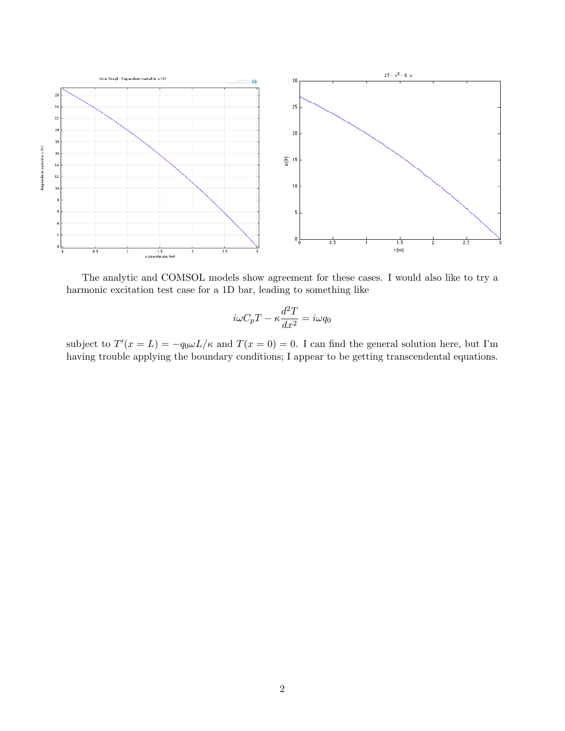Line Graph: Dependent variable u (K)

Dependent variable u (K)

0 2 4 6 8 10 12 14 16 18 20 22 24 26

0 0.5 1 1.5 2 2.5 3

x-coordinate (m)

27 - x^2 - 6 x

u(K)

0 5 10 15 20 25 30

0 0.5 1 1.5 2 2.5 3

x(m)

The analytic and COMSOL models show agreement for these cases. I would also like to try a harmonic excitation test case for a 1D bar, leading to something like

$$i\omega C_p T - \kappa \frac{d^2T}{dx^2} = i\omega q_0$$

subject to $T'(x = L) = -q_0 \omega L/\kappa$ and $T(x = 0) = 0$. I can find the general solution here, but I'm having trouble applying the boundary conditions; I appear to be getting transcendental equations.